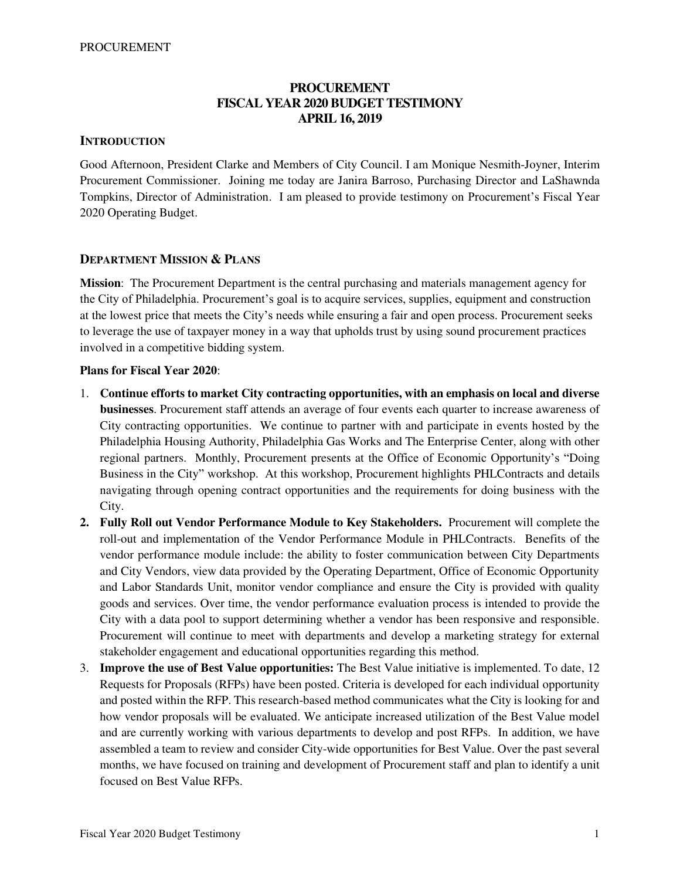# PROCUREMENT
# FISCAL YEAR 2020 BUDGET TESTIMONY
# APRIL 16, 2019

## INTRODUCTION

Good Afternoon, President Clarke and Members of City Council. I am Monique Nesmith-Joyner, Interim Procurement Commissioner. Joining me today are Janira Barroso, Purchasing Director and LaShawnda Tompkins, Director of Administration. I am pleased to provide testimony on Procurement's Fiscal Year 2020 Operating Budget.

## DEPARTMENT MISSION & PLANS

**Mission**: The Procurement Department is the central purchasing and materials management agency for the City of Philadelphia. Procurement's goal is to acquire services, supplies, equipment and construction at the lowest price that meets the City's needs while ensuring a fair and open process. Procurement seeks to leverage the use of taxpayer money in a way that upholds trust by using sound procurement practices involved in a competitive bidding system.

**Plans for Fiscal Year 2020**:

1. **Continue efforts to market City contracting opportunities, with an emphasis on local and diverse businesses**. Procurement staff attends an average of four events each quarter to increase awareness of City contracting opportunities. We continue to partner with and participate in events hosted by the Philadelphia Housing Authority, Philadelphia Gas Works and The Enterprise Center, along with other regional partners. Monthly, Procurement presents at the Office of Economic Opportunity's "Doing Business in the City" workshop. At this workshop, Procurement highlights PHLContracts and details navigating through opening contract opportunities and the requirements for doing business with the City.
2. **Fully Roll out Vendor Performance Module to Key Stakeholders.** Procurement will complete the roll-out and implementation of the Vendor Performance Module in PHLContracts. Benefits of the vendor performance module include: the ability to foster communication between City Departments and City Vendors, view data provided by the Operating Department, Office of Economic Opportunity and Labor Standards Unit, monitor vendor compliance and ensure the City is provided with quality goods and services. Over time, the vendor performance evaluation process is intended to provide the City with a data pool to support determining whether a vendor has been responsive and responsible. Procurement will continue to meet with departments and develop a marketing strategy for external stakeholder engagement and educational opportunities regarding this method.
3. **Improve the use of Best Value opportunities:** The Best Value initiative is implemented. To date, 12 Requests for Proposals (RFPs) have been posted. Criteria is developed for each individual opportunity and posted within the RFP. This research-based method communicates what the City is looking for and how vendor proposals will be evaluated. We anticipate increased utilization of the Best Value model and are currently working with various departments to develop and post RFPs. In addition, we have assembled a team to review and consider City-wide opportunities for Best Value. Over the past several months, we have focused on training and development of Procurement staff and plan to identify a unit focused on Best Value RFPs.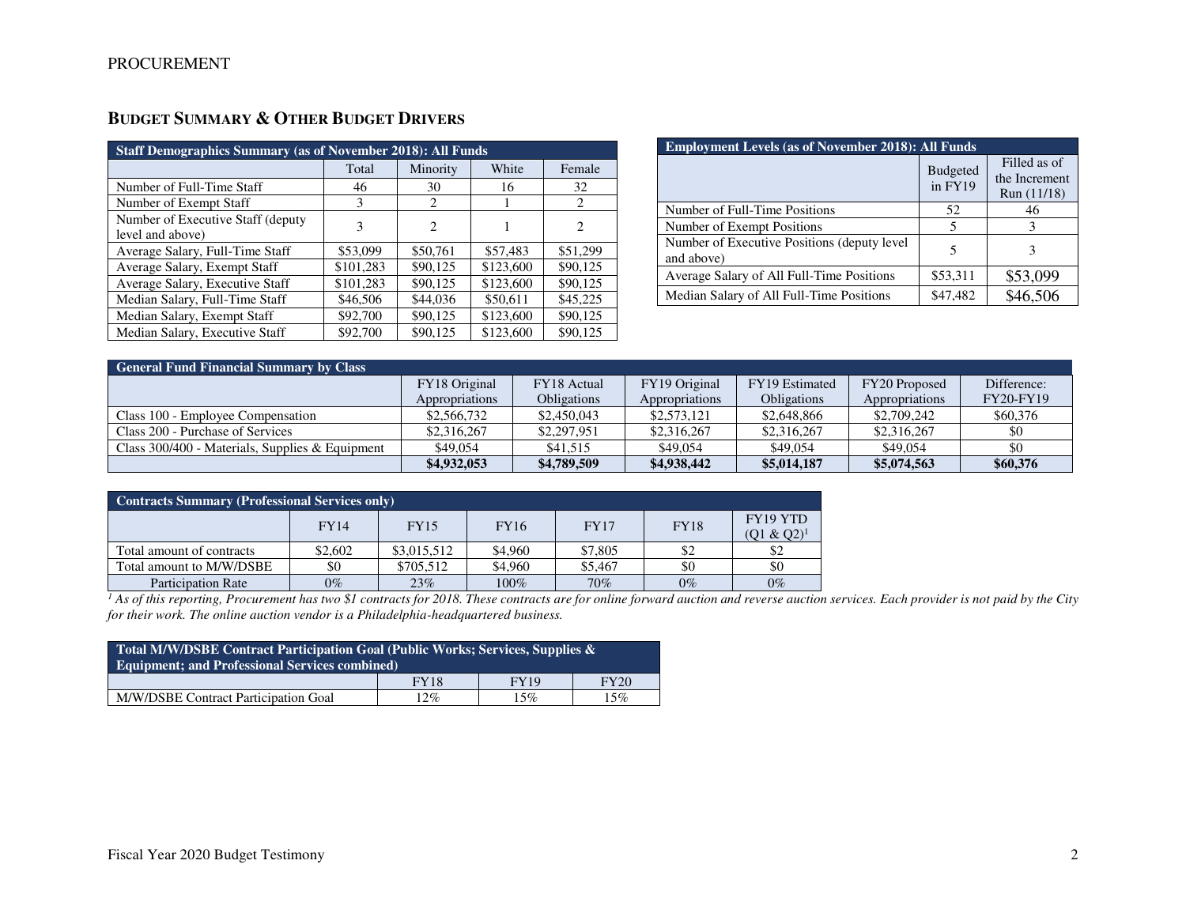## BUDGET SUMMARY & OTHER BUDGET DRIVERS

| Staff Demographics Summary (as of November 2018): All Funds | | | | |
|---|---|---|---|---|
| | Total | Minority | White | Female |
| Number of Full-Time Staff | 46 | 30 | 16 | 32 |
| Number of Exempt Staff | 3 | 2 | 1 | 2 |
| Number of Executive Staff (deputy level and above) | 3 | 2 | 1 | 2 |
| Average Salary, Full-Time Staff | $53,099 | $50,761 | $57,483 | $51,299 |
| Average Salary, Exempt Staff | $101,283 | $90,125 | $123,600 | $90,125 |
| Average Salary, Executive Staff | $101,283 | $90,125 | $123,600 | $90,125 |
| Median Salary, Full-Time Staff | $46,506 | $44,036 | $50,611 | $45,225 |
| Median Salary, Exempt Staff | $92,700 | $90,125 | $123,600 | $90,125 |
| Median Salary, Executive Staff | $92,700 | $90,125 | $123,600 | $90,125 |

| Employment Levels (as of November 2018): All Funds | | |
|---|---|---|
| | Budgeted in FY19 | Filled as of the Increment Run (11/18) |
| Number of Full-Time Positions | 52 | 46 |
| Number of Exempt Positions | 5 | 3 |
| Number of Executive Positions (deputy level and above) | 5 | 3 |
| Average Salary of All Full-Time Positions | $53,311 | $53,099 |
| Median Salary of All Full-Time Positions | $47,482 | $46,506 |

| General Fund Financial Summary by Class | | | | | | |
|---|---|---|---|---|---|---|
| | FY18 Original Appropriations | FY18 Actual Obligations | FY19 Original Appropriations | FY19 Estimated Obligations | FY20 Proposed Appropriations | Difference: FY20-FY19 |
| Class 100 - Employee Compensation | $2,566,732 | $2,450,043 | $2,573,121 | $2,648,866 | $2,709,242 | $60,376 |
| Class 200 - Purchase of Services | $2,316,267 | $2,297,951 | $2,316,267 | $2,316,267 | $2,316,267 | $0 |
| Class 300/400 - Materials, Supplies & Equipment | $49,054 | $41,515 | $49,054 | $49,054 | $49,054 | $0 |
| | **$4,932,053** | **$4,789,509** | **$4,938,442** | **$5,014,187** | **$5,074,563** | **$60,376** |

| Contracts Summary (Professional Services only) | | | | | | |
|---|---|---|---|---|---|---|
| | FY14 | FY15 | FY16 | FY17 | FY18 | FY19 YTD (Q1 & Q2)[1] |
| Total amount of contracts | $2,602 | $3,015,512 | $4,960 | $7,805 | $2 | $2 |
| Total amount to M/W/DSBE | $0 | $705,512 | $4,960 | $5,467 | $0 | $0 |
| Participation Rate | 0% | 23% | 100% | 70% | 0% | 0% |

*[1] As of this reporting, Procurement has two $1 contracts for 2018. These contracts are for online forward auction and reverse auction services. Each provider is not paid by the City for their work. The online auction vendor is a Philadelphia-headquartered business.*

| Total M/W/DSBE Contract Participation Goal (Public Works; Services, Supplies & Equipment; and Professional Services combined) | | | |
|---|---|---|---|
| | FY18 | FY19 | FY20 |
| M/W/DSBE Contract Participation Goal | 12% | 15% | 15% |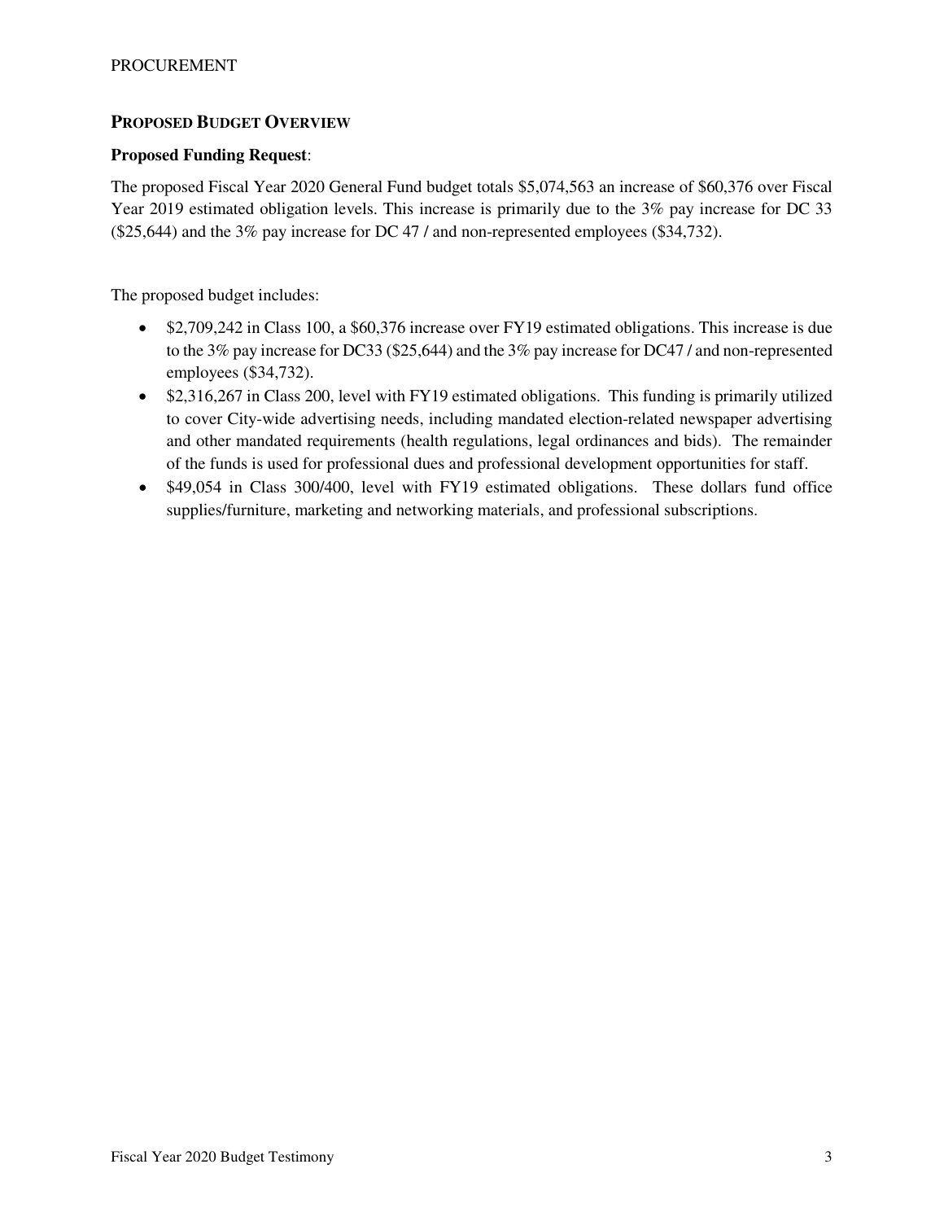## PROPOSED BUDGET OVERVIEW

**Proposed Funding Request**:

The proposed Fiscal Year 2020 General Fund budget totals $5,074,563 an increase of $60,376 over Fiscal Year 2019 estimated obligation levels. This increase is primarily due to the 3% pay increase for DC 33 ($25,644) and the 3% pay increase for DC 47 / and non-represented employees ($34,732).

The proposed budget includes:

- $2,709,242 in Class 100, a $60,376 increase over FY19 estimated obligations. This increase is due to the 3% pay increase for DC33 ($25,644) and the 3% pay increase for DC47 / and non-represented employees ($34,732).
- $2,316,267 in Class 200, level with FY19 estimated obligations. This funding is primarily utilized to cover City-wide advertising needs, including mandated election-related newspaper advertising and other mandated requirements (health regulations, legal ordinances and bids). The remainder of the funds is used for professional dues and professional development opportunities for staff.
- $49,054 in Class 300/400, level with FY19 estimated obligations. These dollars fund office supplies/furniture, marketing and networking materials, and professional subscriptions.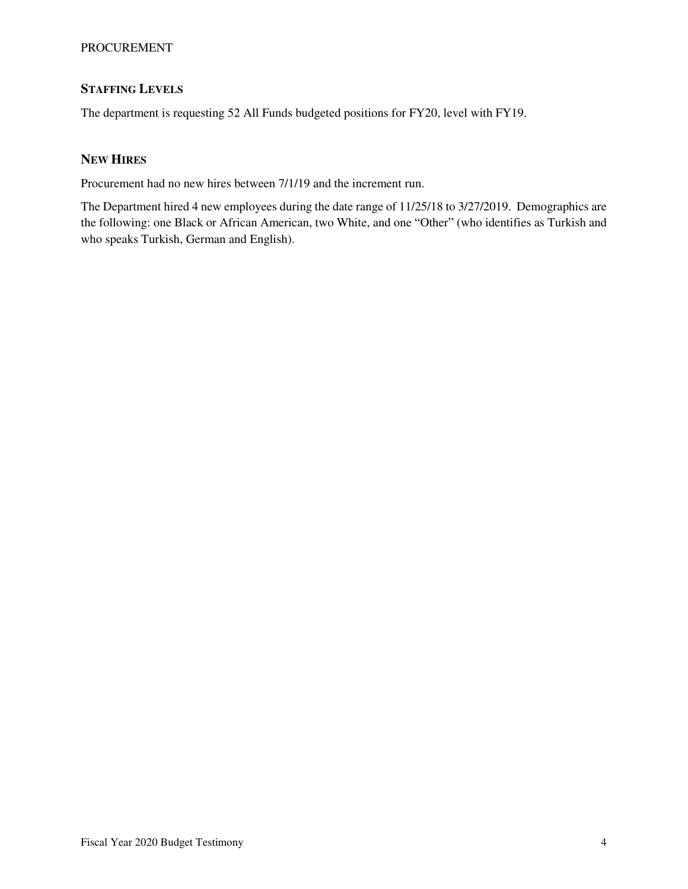## STAFFING LEVELS

The department is requesting 52 All Funds budgeted positions for FY20, level with FY19.

## NEW HIRES

Procurement had no new hires between 7/1/19 and the increment run.

The Department hired 4 new employees during the date range of 11/25/18 to 3/27/2019. Demographics are the following: one Black or African American, two White, and one "Other" (who identifies as Turkish and who speaks Turkish, German and English).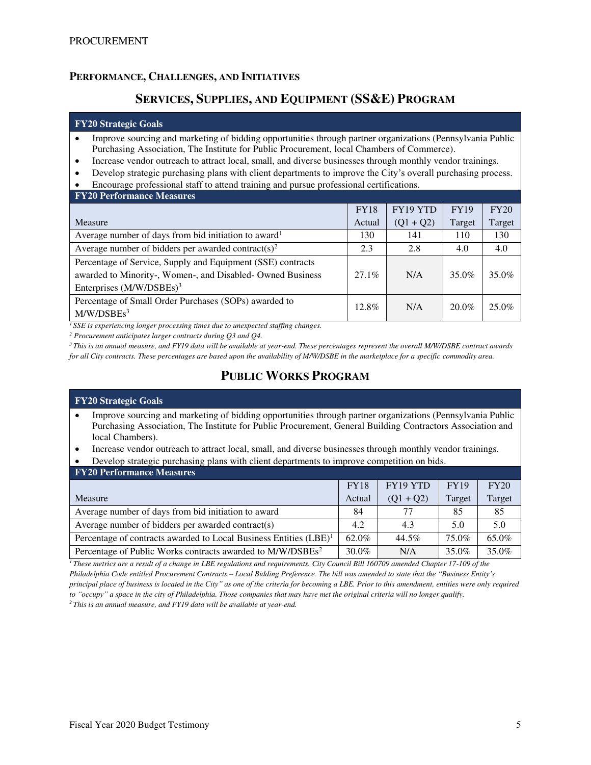## PERFORMANCE, CHALLENGES, AND INITIATIVES

### SERVICES, SUPPLIES, AND EQUIPMENT (SS&E) PROGRAM

**FY20 Strategic Goals**

- Improve sourcing and marketing of bidding opportunities through partner organizations (Pennsylvania Public Purchasing Association, The Institute for Public Procurement, local Chambers of Commerce).
- Increase vendor outreach to attract local, small, and diverse businesses through monthly vendor trainings.
- Develop strategic purchasing plans with client departments to improve the City's overall purchasing process.
- Encourage professional staff to attend training and pursue professional certifications.

**FY20 Performance Measures**

| Measure | FY18 Actual | FY19 YTD (Q1 + Q2) | FY19 Target | FY20 Target |
|---|---|---|---|---|
| Average number of days from bid initiation to award[1] | 130 | 141 | 110 | 130 |
| Average number of bidders per awarded contract(s)[2] | 2.3 | 2.8 | 4.0 | 4.0 |
| Percentage of Service, Supply and Equipment (SSE) contracts awarded to Minority-, Women-, and Disabled- Owned Business Enterprises (M/W/DSBEs)[3] | 27.1% | N/A | 35.0% | 35.0% |
| Percentage of Small Order Purchases (SOPs) awarded to M/W/DSBEs[3] | 12.8% | N/A | 20.0% | 25.0% |

*[1] SSE is experiencing longer processing times due to unexpected staffing changes.*

*[2] Procurement anticipates larger contracts during Q3 and Q4.*

*[3] This is an annual measure, and FY19 data will be available at year-end. These percentages represent the overall M/W/DSBE contract awards for all City contracts. These percentages are based upon the availability of M/W/DSBE in the marketplace for a specific commodity area.*

### PUBLIC WORKS PROGRAM

**FY20 Strategic Goals**

- Improve sourcing and marketing of bidding opportunities through partner organizations (Pennsylvania Public Purchasing Association, The Institute for Public Procurement, General Building Contractors Association and local Chambers).
- Increase vendor outreach to attract local, small, and diverse businesses through monthly vendor trainings.
- Develop strategic purchasing plans with client departments to improve competition on bids.

**FY20 Performance Measures**

| Measure | FY18 Actual | FY19 YTD (Q1 + Q2) | FY19 Target | FY20 Target |
|---|---|---|---|---|
| Average number of days from bid initiation to award | 84 | 77 | 85 | 85 |
| Average number of bidders per awarded contract(s) | 4.2 | 4.3 | 5.0 | 5.0 |
| Percentage of contracts awarded to Local Business Entities (LBE)[1] | 62.0% | 44.5% | 75.0% | 65.0% |
| Percentage of Public Works contracts awarded to M/W/DSBEs[2] | 30.0% | N/A | 35.0% | 35.0% |

*[1] These metrics are a result of a change in LBE regulations and requirements. City Council Bill 160709 amended Chapter 17-109 of the Philadelphia Code entitled Procurement Contracts – Local Bidding Preference. The bill was amended to state that the "Business Entity's principal place of business is located in the City" as one of the criteria for becoming a LBE. Prior to this amendment, entities were only required to "occupy" a space in the city of Philadelphia. Those companies that may have met the original criteria will no longer qualify.*

*[2] This is an annual measure, and FY19 data will be available at year-end.*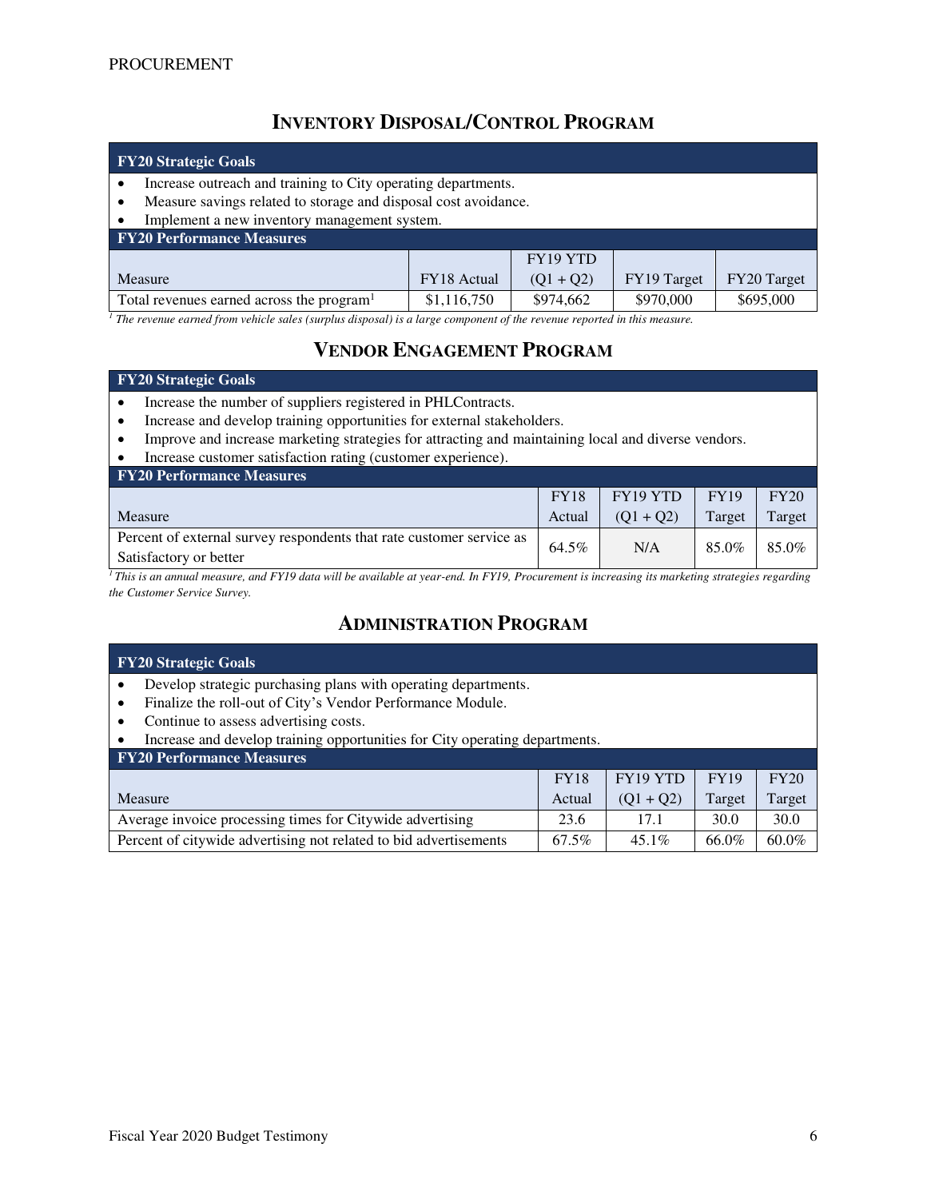## INVENTORY DISPOSAL/CONTROL PROGRAM

**FY20 Strategic Goals**

- Increase outreach and training to City operating departments.
- Measure savings related to storage and disposal cost avoidance.
- Implement a new inventory management system.

**FY20 Performance Measures**

| Measure | FY18 Actual | FY19 YTD (Q1 + Q2) | FY19 Target | FY20 Target |
|---|---|---|---|---|
| Total revenues earned across the program[1] | $1,116,750 | $974,662 | $970,000 | $695,000 |

*[1] The revenue earned from vehicle sales (surplus disposal) is a large component of the revenue reported in this measure.*

## VENDOR ENGAGEMENT PROGRAM

**FY20 Strategic Goals**

- Increase the number of suppliers registered in PHLContracts.
- Increase and develop training opportunities for external stakeholders.
- Improve and increase marketing strategies for attracting and maintaining local and diverse vendors.
- Increase customer satisfaction rating (customer experience).

**FY20 Performance Measures**

| Measure | FY18 Actual | FY19 YTD (Q1 + Q2) | FY19 Target | FY20 Target |
|---|---|---|---|---|
| Percent of external survey respondents that rate customer service as Satisfactory or better | 64.5% | N/A | 85.0% | 85.0% |

*[1] This is an annual measure, and FY19 data will be available at year-end. In FY19, Procurement is increasing its marketing strategies regarding the Customer Service Survey.*

## ADMINISTRATION PROGRAM

**FY20 Strategic Goals**

- Develop strategic purchasing plans with operating departments.
- Finalize the roll-out of City's Vendor Performance Module.
- Continue to assess advertising costs.
- Increase and develop training opportunities for City operating departments.

**FY20 Performance Measures**

| Measure | FY18 Actual | FY19 YTD (Q1 + Q2) | FY19 Target | FY20 Target |
|---|---|---|---|---|
| Average invoice processing times for Citywide advertising | 23.6 | 17.1 | 30.0 | 30.0 |
| Percent of citywide advertising not related to bid advertisements | 67.5% | 45.1% | 66.0% | 60.0% |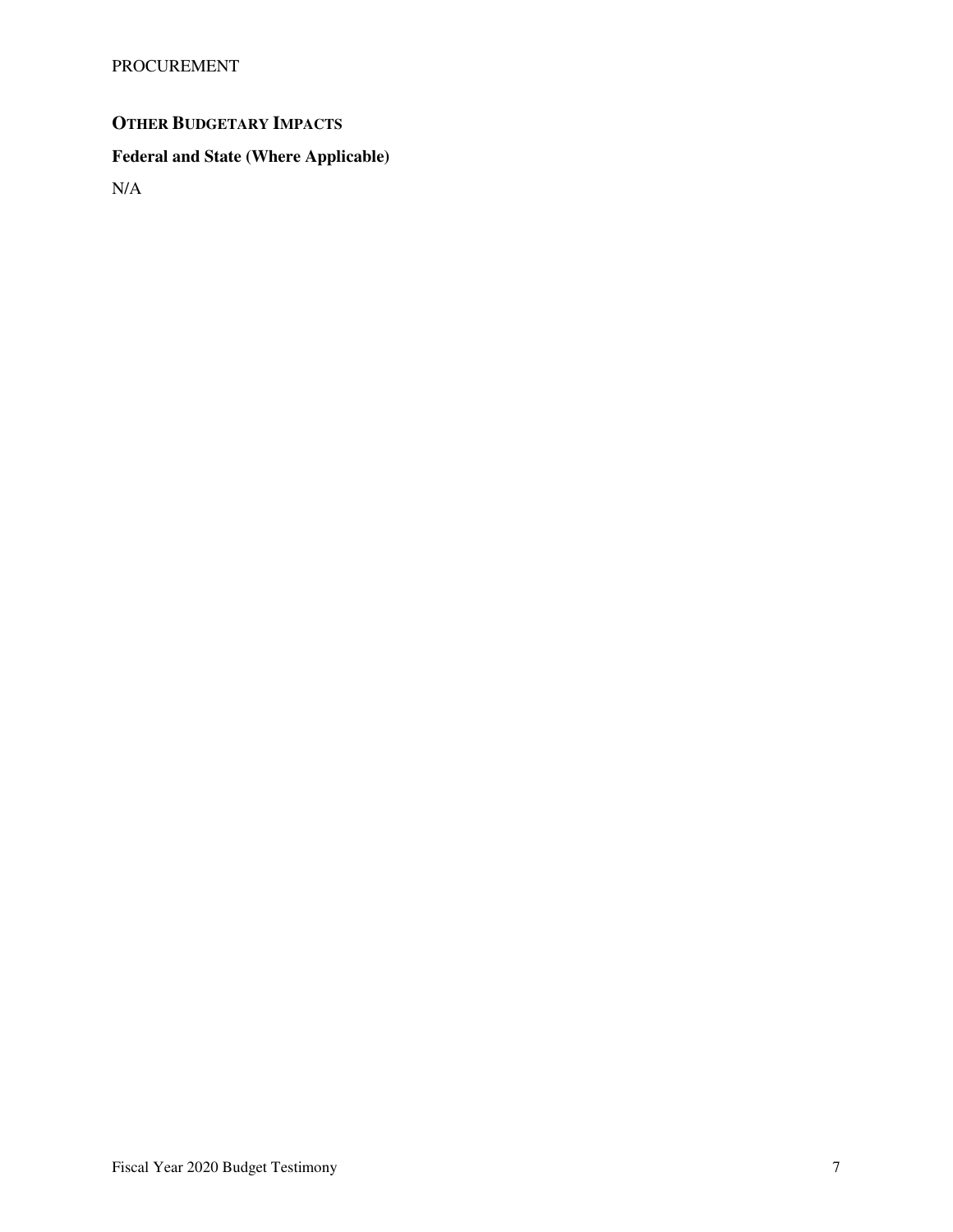## OTHER BUDGETARY IMPACTS

### Federal and State (Where Applicable)

N/A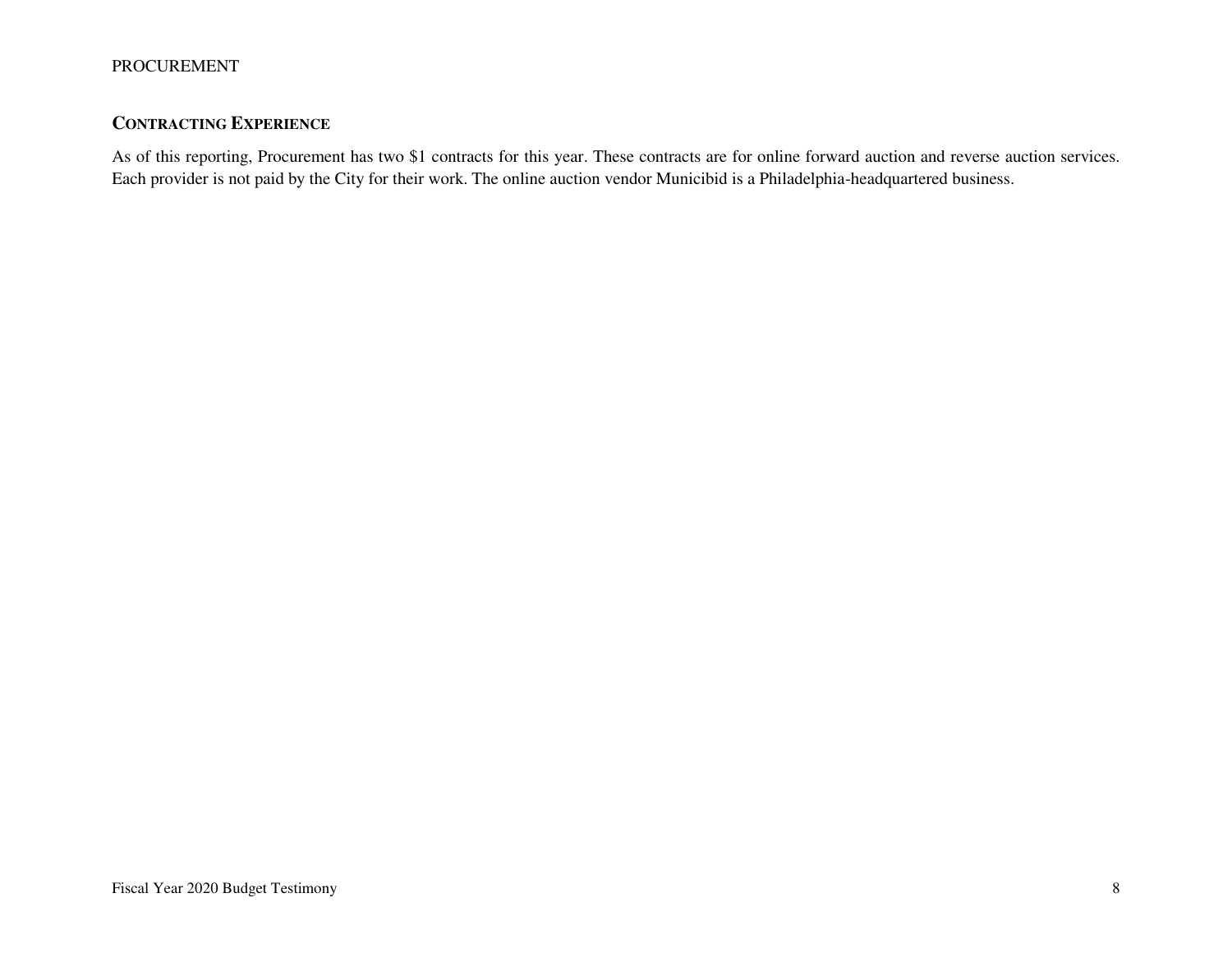## CONTRACTING EXPERIENCE

As of this reporting, Procurement has two $1 contracts for this year. These contracts are for online forward auction and reverse auction services. Each provider is not paid by the City for their work. The online auction vendor Municibid is a Philadelphia-headquartered business.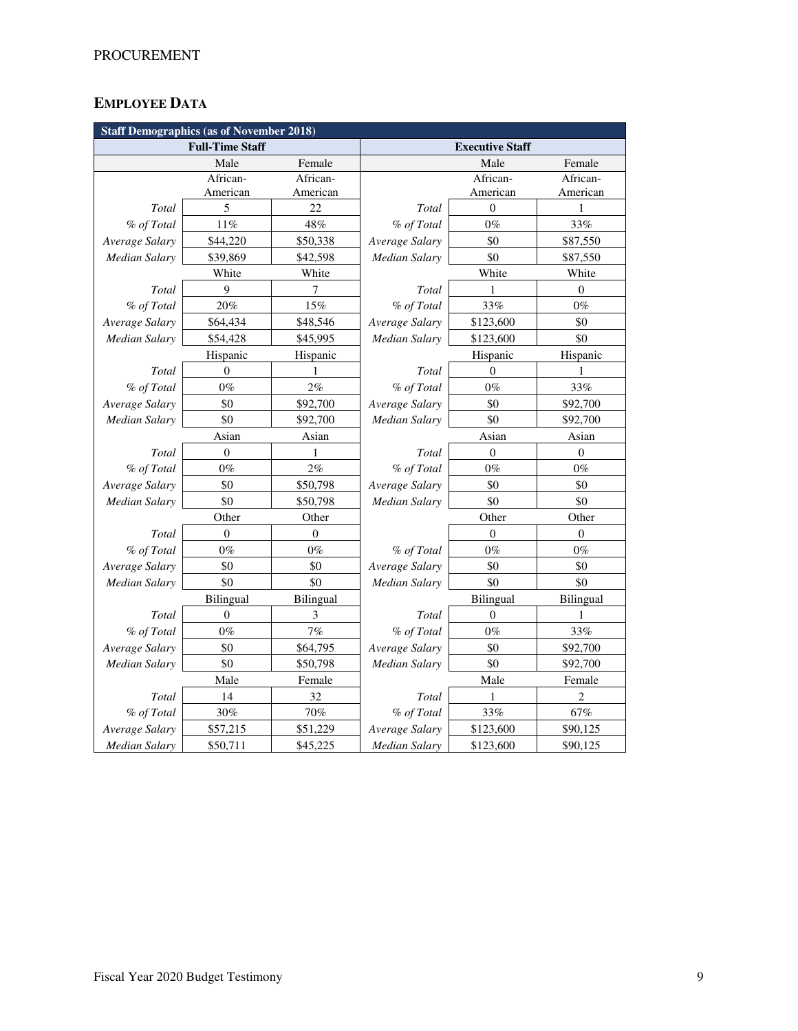## EMPLOYEE DATA

| Staff Demographics (as of November 2018) | | | | | |
|---|---|---|---|---|---|
| **Full-Time Staff** | | | **Executive Staff** | | |
| | Male | Female | | Male | Female |
| | African-American | African-American | | African-American | African-American |
| *Total* | 5 | 22 | *Total* | 0 | 1 |
| *% of Total* | 11% | 48% | *% of Total* | 0% | 33% |
| *Average Salary* | $44,220 | $50,338 | *Average Salary* | $0 | $87,550 |
| *Median Salary* | $39,869 | $42,598 | *Median Salary* | $0 | $87,550 |
| | White | White | | White | White |
| *Total* | 9 | 7 | *Total* | 1 | 0 |
| *% of Total* | 20% | 15% | *% of Total* | 33% | 0% |
| *Average Salary* | $64,434 | $48,546 | *Average Salary* | $123,600 | $0 |
| *Median Salary* | $54,428 | $45,995 | *Median Salary* | $123,600 | $0 |
| | Hispanic | Hispanic | | Hispanic | Hispanic |
| *Total* | 0 | 1 | *Total* | 0 | 1 |
| *% of Total* | 0% | 2% | *% of Total* | 0% | 33% |
| *Average Salary* | $0 | $92,700 | *Average Salary* | $0 | $92,700 |
| *Median Salary* | $0 | $92,700 | *Median Salary* | $0 | $92,700 |
| | Asian | Asian | | Asian | Asian |
| *Total* | 0 | 1 | *Total* | 0 | 0 |
| *% of Total* | 0% | 2% | *% of Total* | 0% | 0% |
| *Average Salary* | $0 | $50,798 | *Average Salary* | $0 | $0 |
| *Median Salary* | $0 | $50,798 | *Median Salary* | $0 | $0 |
| | Other | Other | | Other | Other |
| *Total* | 0 | 0 | | 0 | 0 |
| *% of Total* | 0% | 0% | *% of Total* | 0% | 0% |
| *Average Salary* | $0 | $0 | *Average Salary* | $0 | $0 |
| *Median Salary* | $0 | $0 | *Median Salary* | $0 | $0 |
| | Bilingual | Bilingual | | Bilingual | Bilingual |
| *Total* | 0 | 3 | *Total* | 0 | 1 |
| *% of Total* | 0% | 7% | *% of Total* | 0% | 33% |
| *Average Salary* | $0 | $64,795 | *Average Salary* | $0 | $92,700 |
| *Median Salary* | $0 | $50,798 | *Median Salary* | $0 | $92,700 |
| | Male | Female | | Male | Female |
| *Total* | 14 | 32 | *Total* | 1 | 2 |
| *% of Total* | 30% | 70% | *% of Total* | 33% | 67% |
| *Average Salary* | $57,215 | $51,229 | *Average Salary* | $123,600 | $90,125 |
| *Median Salary* | $50,711 | $45,225 | *Median Salary* | $123,600 | $90,125 |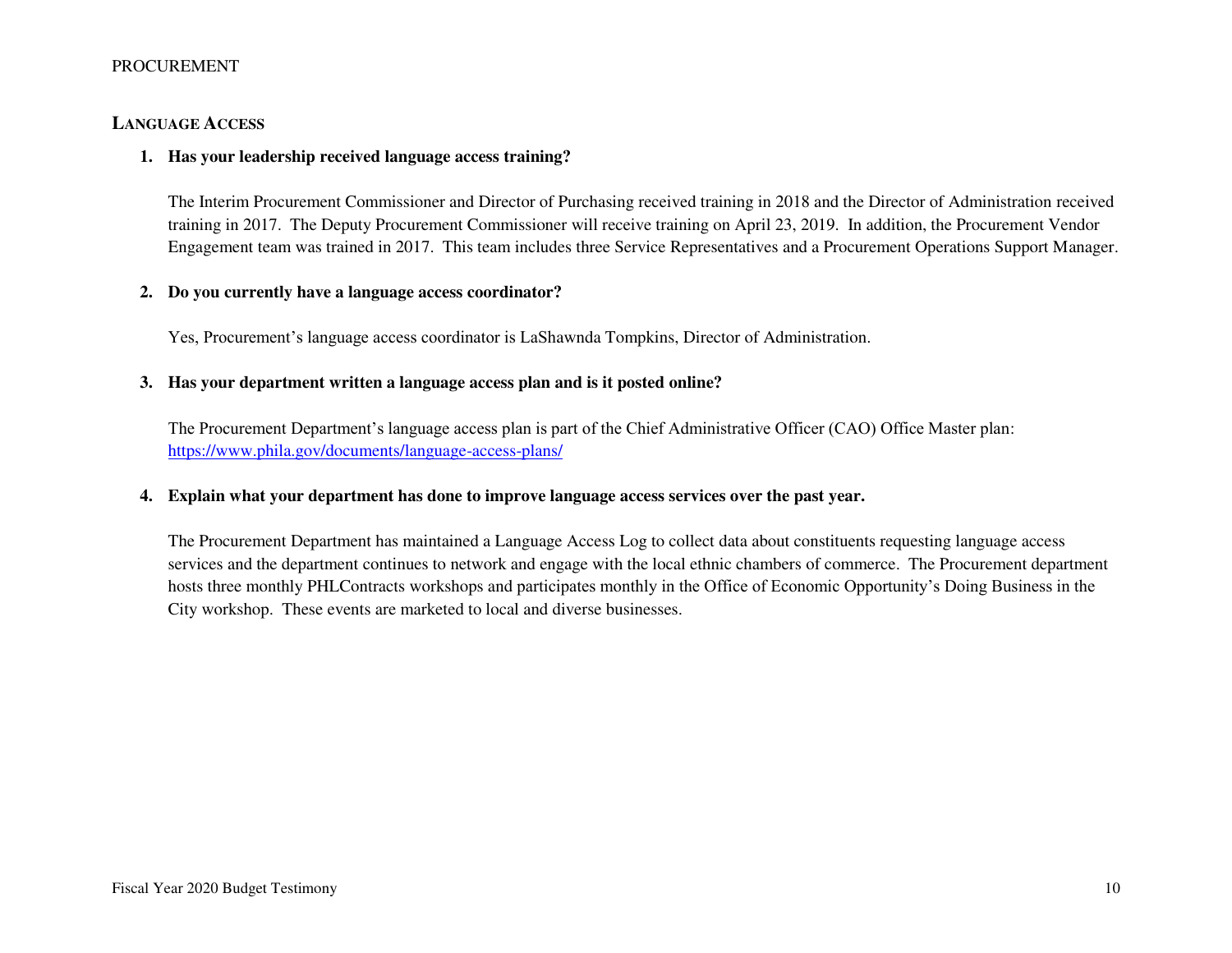## Language Access

1. **Has your leadership received language access training?**

   The Interim Procurement Commissioner and Director of Purchasing received training in 2018 and the Director of Administration received training in 2017. The Deputy Procurement Commissioner will receive training on April 23, 2019. In addition, the Procurement Vendor Engagement team was trained in 2017. This team includes three Service Representatives and a Procurement Operations Support Manager.

2. **Do you currently have a language access coordinator?**

   Yes, Procurement's language access coordinator is LaShawnda Tompkins, Director of Administration.

3. **Has your department written a language access plan and is it posted online?**

   The Procurement Department's language access plan is part of the Chief Administrative Officer (CAO) Office Master plan: https://www.phila.gov/documents/language-access-plans/

4. **Explain what your department has done to improve language access services over the past year.**

   The Procurement Department has maintained a Language Access Log to collect data about constituents requesting language access services and the department continues to network and engage with the local ethnic chambers of commerce. The Procurement department hosts three monthly PHLContracts workshops and participates monthly in the Office of Economic Opportunity's Doing Business in the City workshop. These events are marketed to local and diverse businesses.